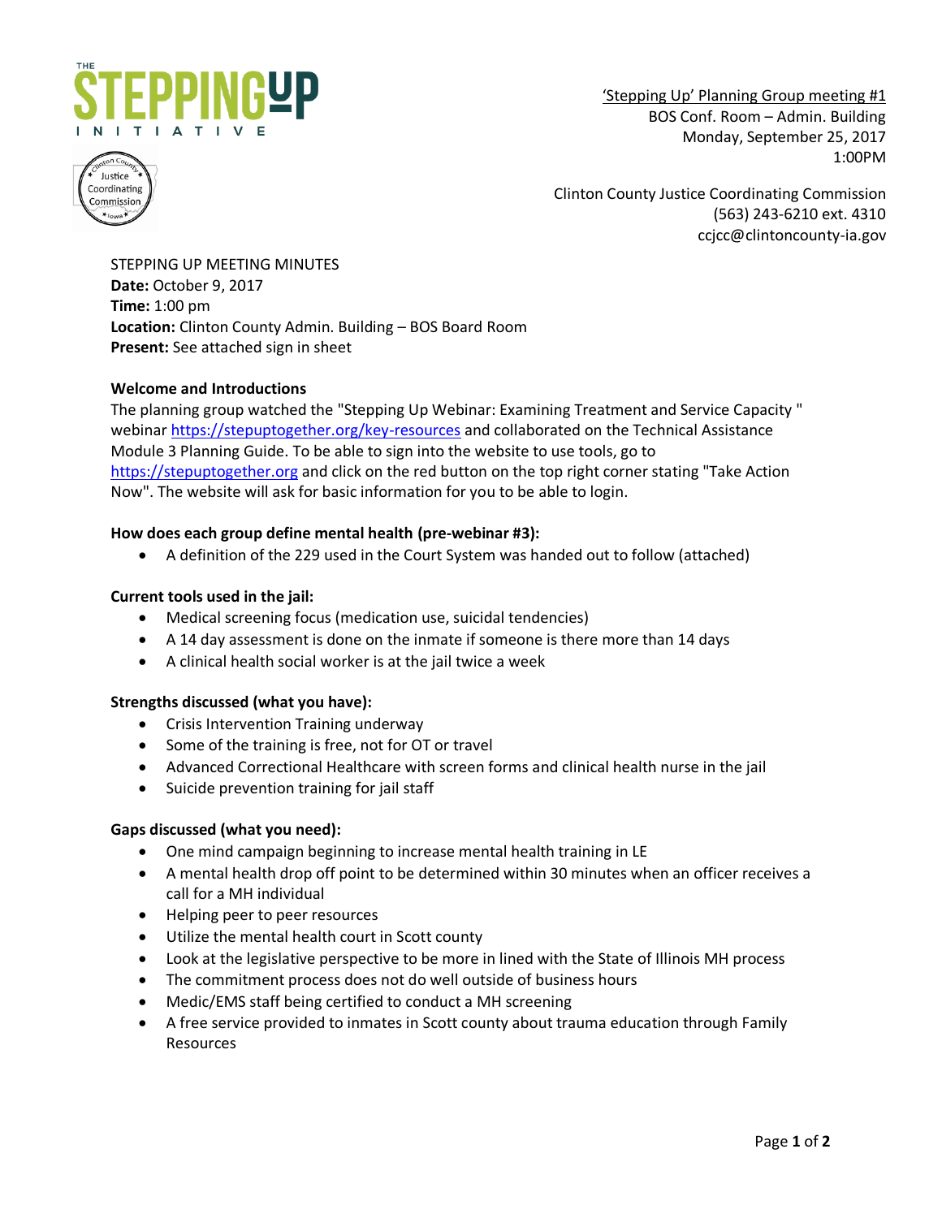'Stepping Up' Planning Group meeting #1
BOS Conf. Room – Admin. Building
Monday, September 25, 2017
1:00PM

Clinton County Justice Coordinating Commission
(563) 243-6210 ext. 4310
ccjcc@clintoncounty-ia.gov

STEPPING UP MEETING MINUTES
**Date:** October 9, 2017
**Time:** 1:00 pm
**Location:** Clinton County Admin. Building – BOS Board Room
**Present:** See attached sign in sheet

**Welcome and Introductions**

The planning group watched the "Stepping Up Webinar: Examining Treatment and Service Capacity " webinar https://stepuptogether.org/key-resources and collaborated on the Technical Assistance Module 3 Planning Guide. To be able to sign into the website to use tools, go to https://stepuptogether.org and click on the red button on the top right corner stating "Take Action Now". The website will ask for basic information for you to be able to login.

**How does each group define mental health (pre-webinar #3):**

- A definition of the 229 used in the Court System was handed out to follow (attached)

**Current tools used in the jail:**

- Medical screening focus (medication use, suicidal tendencies)
- A 14 day assessment is done on the inmate if someone is there more than 14 days
- A clinical health social worker is at the jail twice a week

**Strengths discussed (what you have):**

- Crisis Intervention Training underway
- Some of the training is free, not for OT or travel
- Advanced Correctional Healthcare with screen forms and clinical health nurse in the jail
- Suicide prevention training for jail staff

**Gaps discussed (what you need):**

- One mind campaign beginning to increase mental health training in LE
- A mental health drop off point to be determined within 30 minutes when an officer receives a call for a MH individual
- Helping peer to peer resources
- Utilize the mental health court in Scott county
- Look at the legislative perspective to be more in lined with the State of Illinois MH process
- The commitment process does not do well outside of business hours
- Medic/EMS staff being certified to conduct a MH screening
- A free service provided to inmates in Scott county about trauma education through Family Resources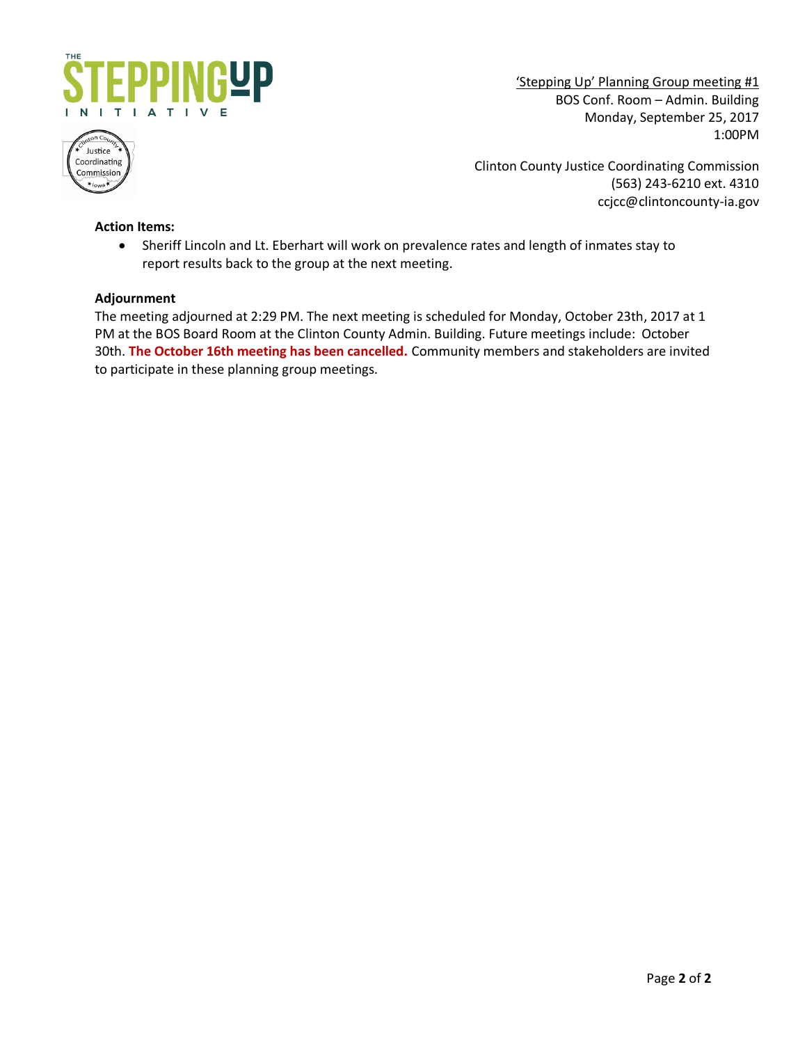'Stepping Up' Planning Group meeting #1
BOS Conf. Room – Admin. Building
Monday, September 25, 2017
1:00PM

Clinton County Justice Coordinating Commission
(563) 243-6210 ext. 4310
ccjcc@clintoncounty-ia.gov

**Action Items:**

- Sheriff Lincoln and Lt. Eberhart will work on prevalence rates and length of inmates stay to report results back to the group at the next meeting.

**Adjournment**

The meeting adjourned at 2:29 PM. The next meeting is scheduled for Monday, October 23th, 2017 at 1 PM at the BOS Board Room at the Clinton County Admin. Building. Future meetings include: October 30th. **The October 16th meeting has been cancelled.** Community members and stakeholders are invited to participate in these planning group meetings.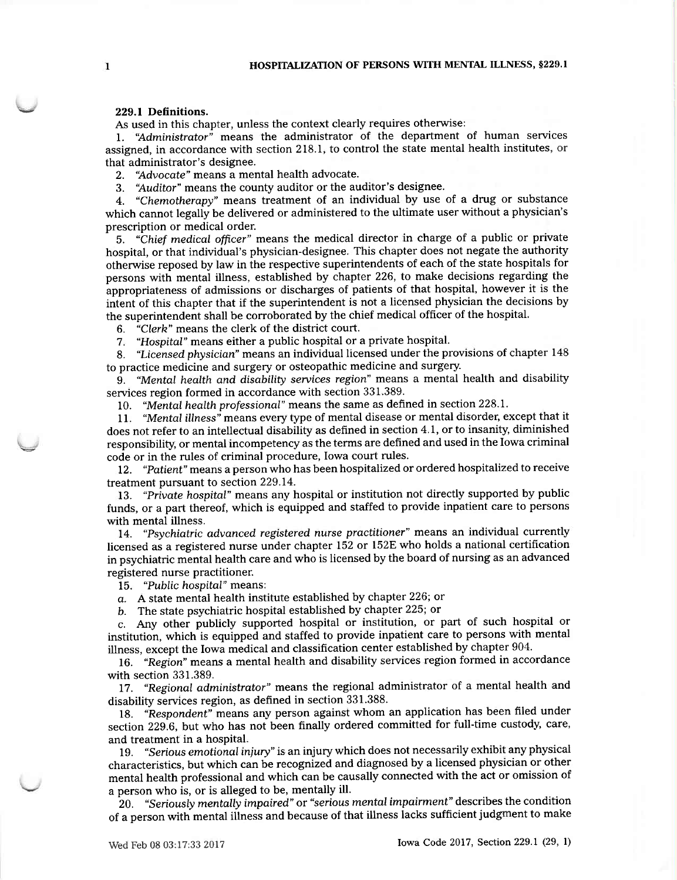**229.1 Definitions.**

As used in this chapter, unless the context clearly requires otherwise:

1. *"Administrator"* means the administrator of the department of human services assigned, in accordance with section 218.1, to control the state mental health institutes, or that administrator's designee.

2. *"Advocate"* means a mental health advocate.

3. *"Auditor"* means the county auditor or the auditor's designee.

4. *"Chemotherapy"* means treatment of an individual by use of a drug or substance which cannot legally be delivered or administered to the ultimate user without a physician's prescription or medical order.

5. *"Chief medical officer"* means the medical director in charge of a public or private hospital, or that individual's physician-designee. This chapter does not negate the authority otherwise reposed by law in the respective superintendents of each of the state hospitals for persons with mental illness, established by chapter 226, to make decisions regarding the appropriateness of admissions or discharges of patients of that hospital, however it is the intent of this chapter that if the superintendent is not a licensed physician the decisions by the superintendent shall be corroborated by the chief medical officer of the hospital.

6. *"Clerk"* means the clerk of the district court.

7. *"Hospital"* means either a public hospital or a private hospital.

8. *"Licensed physician"* means an individual licensed under the provisions of chapter 148 to practice medicine and surgery or osteopathic medicine and surgery.

9. *"Mental health and disability services region"* means a mental health and disability services region formed in accordance with section 331.389.

10. *"Mental health professional"* means the same as defined in section 228.1.

11. *"Mental illness"* means every type of mental disease or mental disorder, except that it does not refer to an intellectual disability as defined in section 4.1, or to insanity, diminished responsibility, or mental incompetency as the terms are defined and used in the Iowa criminal code or in the rules of criminal procedure, Iowa court rules.

12. *"Patient"* means a person who has been hospitalized or ordered hospitalized to receive treatment pursuant to section 229.14.

13. *"Private hospital"* means any hospital or institution not directly supported by public funds, or a part thereof, which is equipped and staffed to provide inpatient care to persons with mental illness.

14. *"Psychiatric advanced registered nurse practitioner"* means an individual currently licensed as a registered nurse under chapter 152 or 152E who holds a national certification in psychiatric mental health care and who is licensed by the board of nursing as an advanced registered nurse practitioner.

15. *"Public hospital"* means:

*a.* A state mental health institute established by chapter 226; or

*b.* The state psychiatric hospital established by chapter 225; or

*c.* Any other publicly supported hospital or institution, or part of such hospital or institution, which is equipped and staffed to provide inpatient care to persons with mental illness, except the Iowa medical and classification center established by chapter 904.

16. *"Region"* means a mental health and disability services region formed in accordance with section 331.389.

17. *"Regional administrator"* means the regional administrator of a mental health and disability services region, as defined in section 331.388.

18. *"Respondent"* means any person against whom an application has been filed under section 229.6, but who has not been finally ordered committed for full-time custody, care, and treatment in a hospital.

19. *"Serious emotional injury"* is an injury which does not necessarily exhibit any physical characteristics, but which can be recognized and diagnosed by a licensed physician or other mental health professional and which can be causally connected with the act or omission of a person who is, or is alleged to be, mentally ill.

20. *"Seriously mentally impaired"* or *"serious mental impairment"* describes the condition of a person with mental illness and because of that illness lacks sufficient judgment to make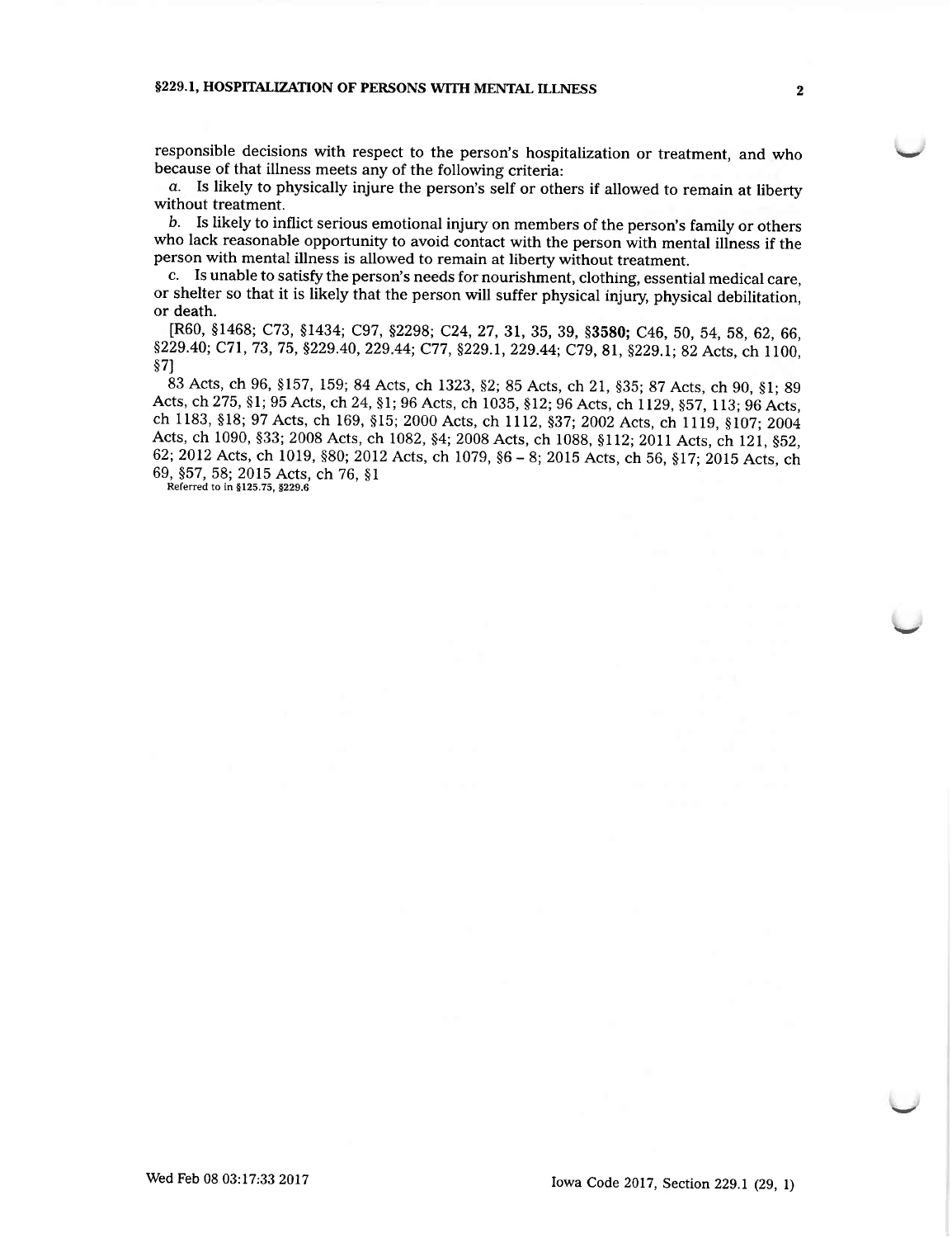responsible decisions with respect to the person's hospitalization or treatment, and who because of that illness meets any of the following criteria:

*a.* Is likely to physically injure the person's self or others if allowed to remain at liberty without treatment.

*b.* Is likely to inflict serious emotional injury on members of the person's family or others who lack reasonable opportunity to avoid contact with the person with mental illness if the person with mental illness is allowed to remain at liberty without treatment.

*c.* Is unable to satisfy the person's needs for nourishment, clothing, essential medical care, or shelter so that it is likely that the person will suffer physical injury, physical debilitation, or death.

[R60, §1468; C73, §1434; C97, §2298; C24, 27, 31, 35, 39, **§3580;** C46, 50, 54, 58, 62, 66, §229.40; C71, 73, 75, §229.40, 229.44; C77, §229.1, 229.44; C79, 81, §229.1; 82 Acts, ch 1100, §7]

83 Acts, ch 96, §157, 159; 84 Acts, ch 1323, §2; 85 Acts, ch 21, §35; 87 Acts, ch 90, §1; 89 Acts, ch 275, §1; 95 Acts, ch 24, §1; 96 Acts, ch 1035, §12; 96 Acts, ch 1129, §57, 113; 96 Acts, ch 1183, §18; 97 Acts, ch 169, §15; 2000 Acts, ch 1112, §37; 2002 Acts, ch 1119, §107; 2004 Acts, ch 1090, §33; 2008 Acts, ch 1082, §4; 2008 Acts, ch 1088, §112; 2011 Acts, ch 121, §52, 62; 2012 Acts, ch 1019, §80; 2012 Acts, ch 1079, §6 – 8; 2015 Acts, ch 56, §17; 2015 Acts, ch 69, §57, 58; 2015 Acts, ch 76, §1

Referred to in §125.75, §229.6